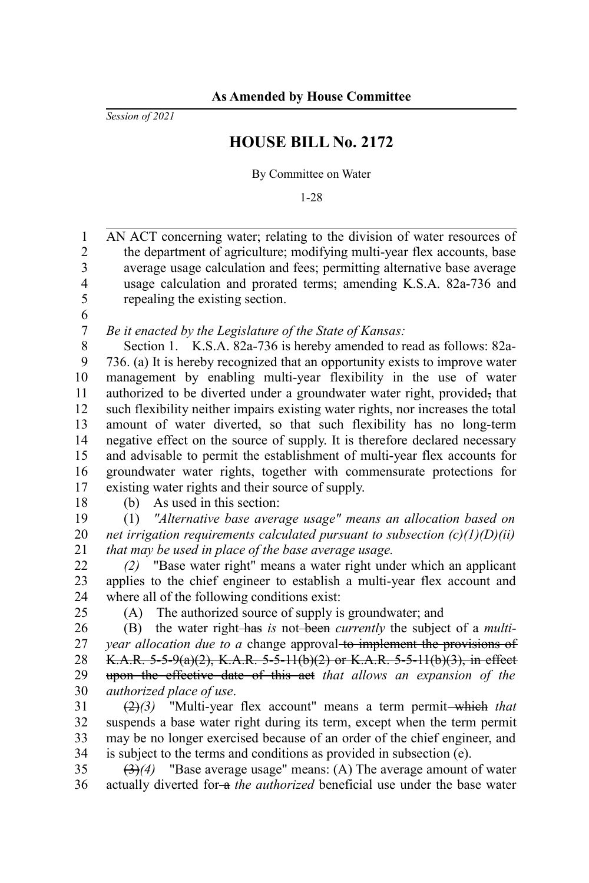**As Amended by House Committee**

*Session of 2021*

# HOUSE BILL No. 2172

By Committee on Water

1-28

AN ACT concerning water; relating to the division of water resources of the department of agriculture; modifying multi-year flex accounts, base average usage calculation and fees; permitting alternative base average usage calculation and prorated terms; amending K.S.A. 82a-736 and repealing the existing section.

*Be it enacted by the Legislature of the State of Kansas:*

Section 1. K.S.A. 82a-736 is hereby amended to read as follows: 82a-736. (a) It is hereby recognized that an opportunity exists to improve water management by enabling multi-year flexibility in the use of water authorized to be diverted under a groundwater water right, provided~~,~~ that such flexibility neither impairs existing water rights, nor increases the total amount of water diverted, so that such flexibility has no long-term negative effect on the source of supply. It is therefore declared necessary and advisable to permit the establishment of multi-year flex accounts for groundwater water rights, together with commensurate protections for existing water rights and their source of supply.

(b) As used in this section:

(1) *"Alternative base average usage" means an allocation based on net irrigation requirements calculated pursuant to subsection (c)(1)(D)(ii) that may be used in place of the base average usage.*

*(2)* "Base water right" means a water right under which an applicant applies to the chief engineer to establish a multi-year flex account and where all of the following conditions exist:

(A) The authorized source of supply is groundwater; and

(B) the water right ~~has~~ *is* not ~~been~~ *currently* the subject of a *multi-year allocation due to a* change approval ~~to implement the provisions of K.A.R. 5-5-9(a)(2), K.A.R. 5-5-11(b)(2) or K.A.R. 5-5-11(b)(3), in effect upon the effective date of this act~~ *that allows an expansion of the authorized place of use*.

~~(2)~~*(3)* "Multi-year flex account" means a term permit ~~which~~ *that* suspends a base water right during its term, except when the term permit may be no longer exercised because of an order of the chief engineer, and is subject to the terms and conditions as provided in subsection (e).

~~(3)~~*(4)* "Base average usage" means: (A) The average amount of water actually diverted for ~~a~~ *the authorized* beneficial use under the base water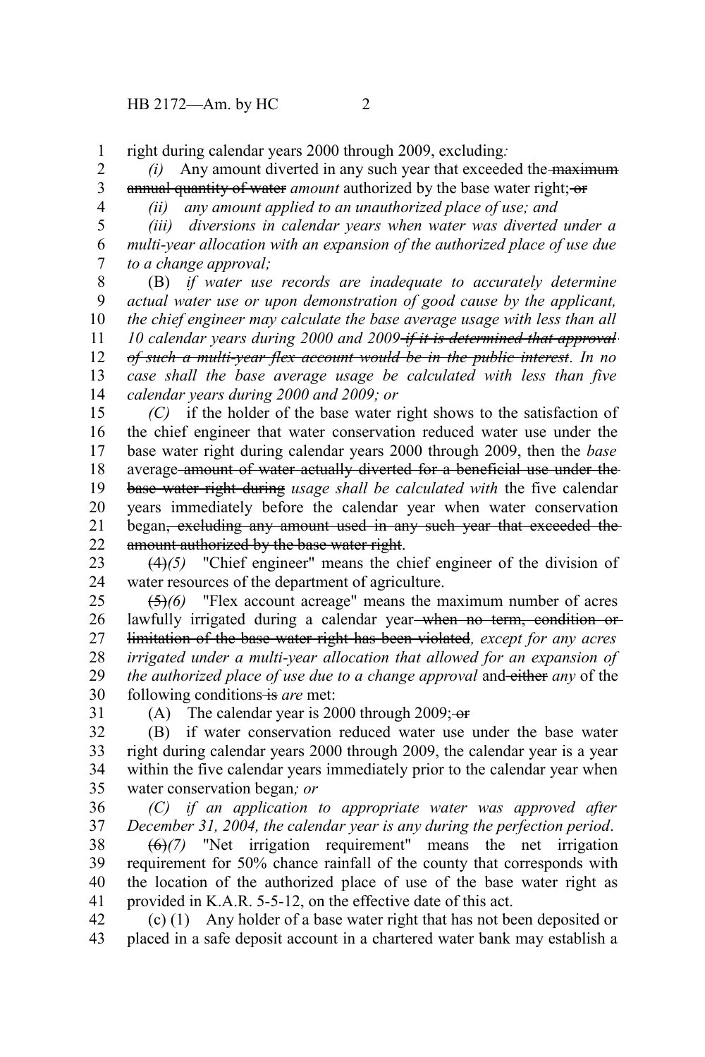right during calendar years 2000 through 2009, excluding*:*

*(i)* Any amount diverted in any such year that exceeded the ~~maximum annual quantity of water~~ *amount* authorized by the base water right; ~~or~~

*(ii) any amount applied to an unauthorized place of use; and*

*(iii) diversions in calendar years when water was diverted under a multi-year allocation with an expansion of the authorized place of use due to a change approval;*

(B) *if water use records are inadequate to accurately determine actual water use or upon demonstration of good cause by the applicant, the chief engineer may calculate the base average usage with less than all 10 calendar years during 2000 and 2009* ~~*if it is determined that approval of such a multi-year flex account would be in the public interest*~~. *In no case shall the base average usage be calculated with less than five calendar years during 2000 and 2009; or*

*(C)* if the holder of the base water right shows to the satisfaction of the chief engineer that water conservation reduced water use under the base water right during calendar years 2000 through 2009, then the *base* average ~~amount of water actually diverted for a beneficial use under the base water right during~~ *usage shall be calculated with* the five calendar years immediately before the calendar year when water conservation began~~, excluding any amount used in any such year that exceeded the amount authorized by the base water right~~.

~~(4)~~*(5)* "Chief engineer" means the chief engineer of the division of water resources of the department of agriculture.

~~(5)~~*(6)* "Flex account acreage" means the maximum number of acres lawfully irrigated during a calendar year ~~when no term, condition or limitation of the base water right has been violated~~*, except for any acres irrigated under a multi-year allocation that allowed for an expansion of the authorized place of use due to a change approval* and ~~either~~ *any* of the following conditions ~~is~~ *are* met:

(A) The calendar year is 2000 through 2009; ~~or~~

(B) if water conservation reduced water use under the base water right during calendar years 2000 through 2009, the calendar year is a year within the five calendar years immediately prior to the calendar year when water conservation began*; or*

*(C) if an application to appropriate water was approved after December 31, 2004, the calendar year is any during the perfection period*.

~~(6)~~*(7)* "Net irrigation requirement" means the net irrigation requirement for 50% chance rainfall of the county that corresponds with the location of the authorized place of use of the base water right as provided in K.A.R. 5-5-12, on the effective date of this act.

(c) (1) Any holder of a base water right that has not been deposited or placed in a safe deposit account in a chartered water bank may establish a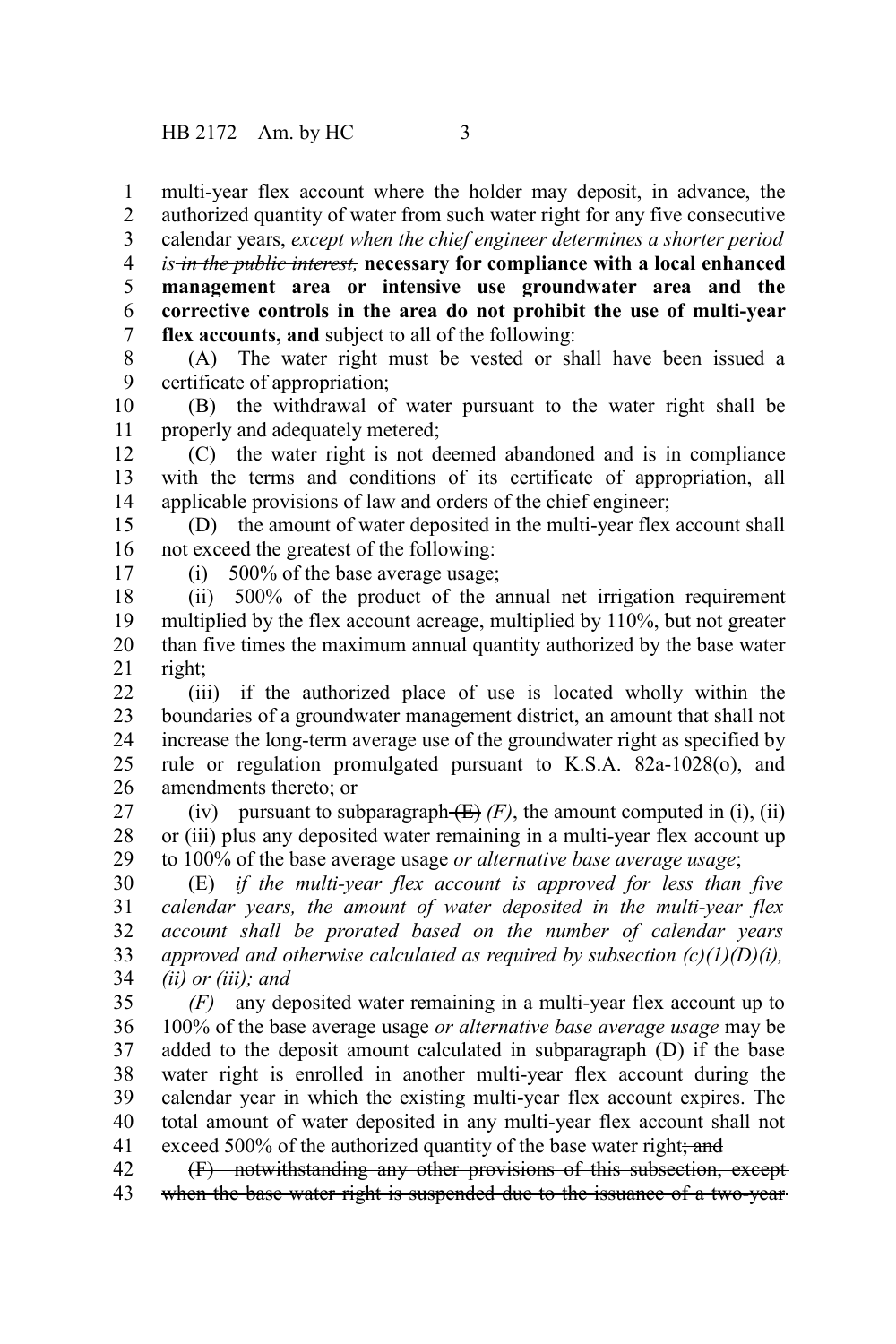multi-year flex account where the holder may deposit, in advance, the authorized quantity of water from such water right for any five consecutive calendar years, *except when the chief engineer determines a shorter period is ~~in the public interest,~~* **necessary for compliance with a local enhanced management area or intensive use groundwater area and the corrective controls in the area do not prohibit the use of multi-year flex accounts, and** subject to all of the following:

(A) The water right must be vested or shall have been issued a certificate of appropriation;

(B) the withdrawal of water pursuant to the water right shall be properly and adequately metered;

(C) the water right is not deemed abandoned and is in compliance with the terms and conditions of its certificate of appropriation, all applicable provisions of law and orders of the chief engineer;

(D) the amount of water deposited in the multi-year flex account shall not exceed the greatest of the following:

(i) 500% of the base average usage;

(ii) 500% of the product of the annual net irrigation requirement multiplied by the flex account acreage, multiplied by 110%, but not greater than five times the maximum annual quantity authorized by the base water right;

(iii) if the authorized place of use is located wholly within the boundaries of a groundwater management district, an amount that shall not increase the long-term average use of the groundwater right as specified by rule or regulation promulgated pursuant to K.S.A. 82a-1028(o), and amendments thereto; or

(iv) pursuant to subparagraph ~~(E)~~ *(F)*, the amount computed in (i), (ii) or (iii) plus any deposited water remaining in a multi-year flex account up to 100% of the base average usage *or alternative base average usage*;

(E) *if the multi-year flex account is approved for less than five calendar years, the amount of water deposited in the multi-year flex account shall be prorated based on the number of calendar years approved and otherwise calculated as required by subsection (c)(1)(D)(i), (ii) or (iii); and*

*(F)* any deposited water remaining in a multi-year flex account up to 100% of the base average usage *or alternative base average usage* may be added to the deposit amount calculated in subparagraph (D) if the base water right is enrolled in another multi-year flex account during the calendar year in which the existing multi-year flex account expires. The total amount of water deposited in any multi-year flex account shall not exceed 500% of the authorized quantity of the base water right~~; and~~

~~(F) notwithstanding any other provisions of this subsection, except when the base water right is suspended due to the issuance of a two-year~~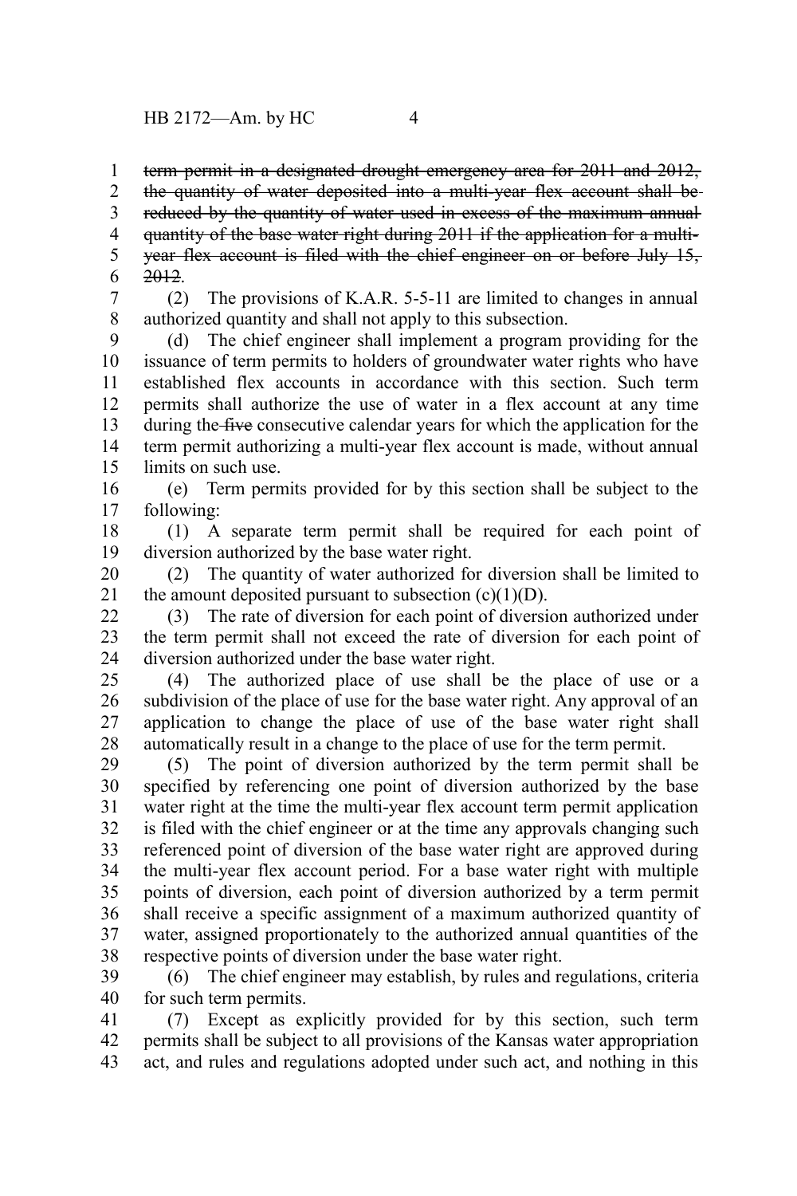~~term permit in a designated drought emergency area for 2011 and 2012, the quantity of water deposited into a multi-year flex account shall be reduced by the quantity of water used in excess of the maximum annual quantity of the base water right during 2011 if the application for a multi-year flex account is filed with the chief engineer on or before July 15, 2012~~.

(2) The provisions of K.A.R. 5-5-11 are limited to changes in annual authorized quantity and shall not apply to this subsection.

(d) The chief engineer shall implement a program providing for the issuance of term permits to holders of groundwater water rights who have established flex accounts in accordance with this section. Such term permits shall authorize the use of water in a flex account at any time during the ~~five~~ consecutive calendar years for which the application for the term permit authorizing a multi-year flex account is made, without annual limits on such use.

(e) Term permits provided for by this section shall be subject to the following:

(1) A separate term permit shall be required for each point of diversion authorized by the base water right.

(2) The quantity of water authorized for diversion shall be limited to the amount deposited pursuant to subsection (c)(1)(D).

(3) The rate of diversion for each point of diversion authorized under the term permit shall not exceed the rate of diversion for each point of diversion authorized under the base water right.

(4) The authorized place of use shall be the place of use or a subdivision of the place of use for the base water right. Any approval of an application to change the place of use of the base water right shall automatically result in a change to the place of use for the term permit.

(5) The point of diversion authorized by the term permit shall be specified by referencing one point of diversion authorized by the base water right at the time the multi-year flex account term permit application is filed with the chief engineer or at the time any approvals changing such referenced point of diversion of the base water right are approved during the multi-year flex account period. For a base water right with multiple points of diversion, each point of diversion authorized by a term permit shall receive a specific assignment of a maximum authorized quantity of water, assigned proportionately to the authorized annual quantities of the respective points of diversion under the base water right.

(6) The chief engineer may establish, by rules and regulations, criteria for such term permits.

(7) Except as explicitly provided for by this section, such term permits shall be subject to all provisions of the Kansas water appropriation act, and rules and regulations adopted under such act, and nothing in this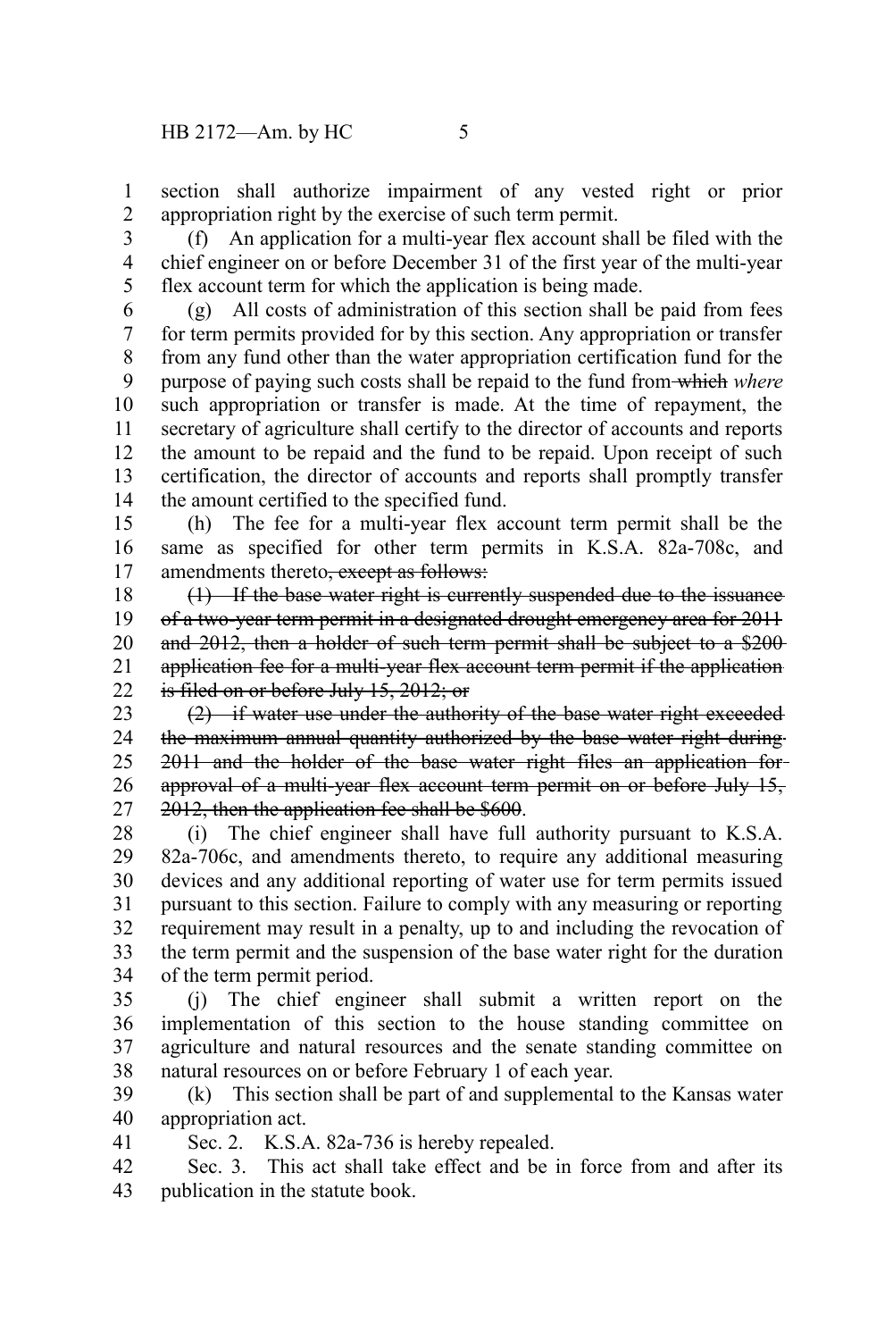section shall authorize impairment of any vested right or prior appropriation right by the exercise of such term permit.

(f) An application for a multi-year flex account shall be filed with the chief engineer on or before December 31 of the first year of the multi-year flex account term for which the application is being made.

(g) All costs of administration of this section shall be paid from fees for term permits provided for by this section. Any appropriation or transfer from any fund other than the water appropriation certification fund for the purpose of paying such costs shall be repaid to the fund from ~~which~~ *where* such appropriation or transfer is made. At the time of repayment, the secretary of agriculture shall certify to the director of accounts and reports the amount to be repaid and the fund to be repaid. Upon receipt of such certification, the director of accounts and reports shall promptly transfer the amount certified to the specified fund.

(h) The fee for a multi-year flex account term permit shall be the same as specified for other term permits in K.S.A. 82a-708c, and amendments thereto~~, except as follows:~~

~~(1) If the base water right is currently suspended due to the issuance of a two-year term permit in a designated drought emergency area for 2011 and 2012, then a holder of such term permit shall be subject to a $200 application fee for a multi-year flex account term permit if the application is filed on or before July 15, 2012; or~~

~~(2) if water use under the authority of the base water right exceeded the maximum annual quantity authorized by the base water right during 2011 and the holder of the base water right files an application for approval of a multi-year flex account term permit on or before July 15, 2012, then the application fee shall be $600~~.

(i) The chief engineer shall have full authority pursuant to K.S.A. 82a-706c, and amendments thereto, to require any additional measuring devices and any additional reporting of water use for term permits issued pursuant to this section. Failure to comply with any measuring or reporting requirement may result in a penalty, up to and including the revocation of the term permit and the suspension of the base water right for the duration of the term permit period.

(j) The chief engineer shall submit a written report on the implementation of this section to the house standing committee on agriculture and natural resources and the senate standing committee on natural resources on or before February 1 of each year.

(k) This section shall be part of and supplemental to the Kansas water appropriation act.

Sec. 2. K.S.A. 82a-736 is hereby repealed.

Sec. 3. This act shall take effect and be in force from and after its publication in the statute book.